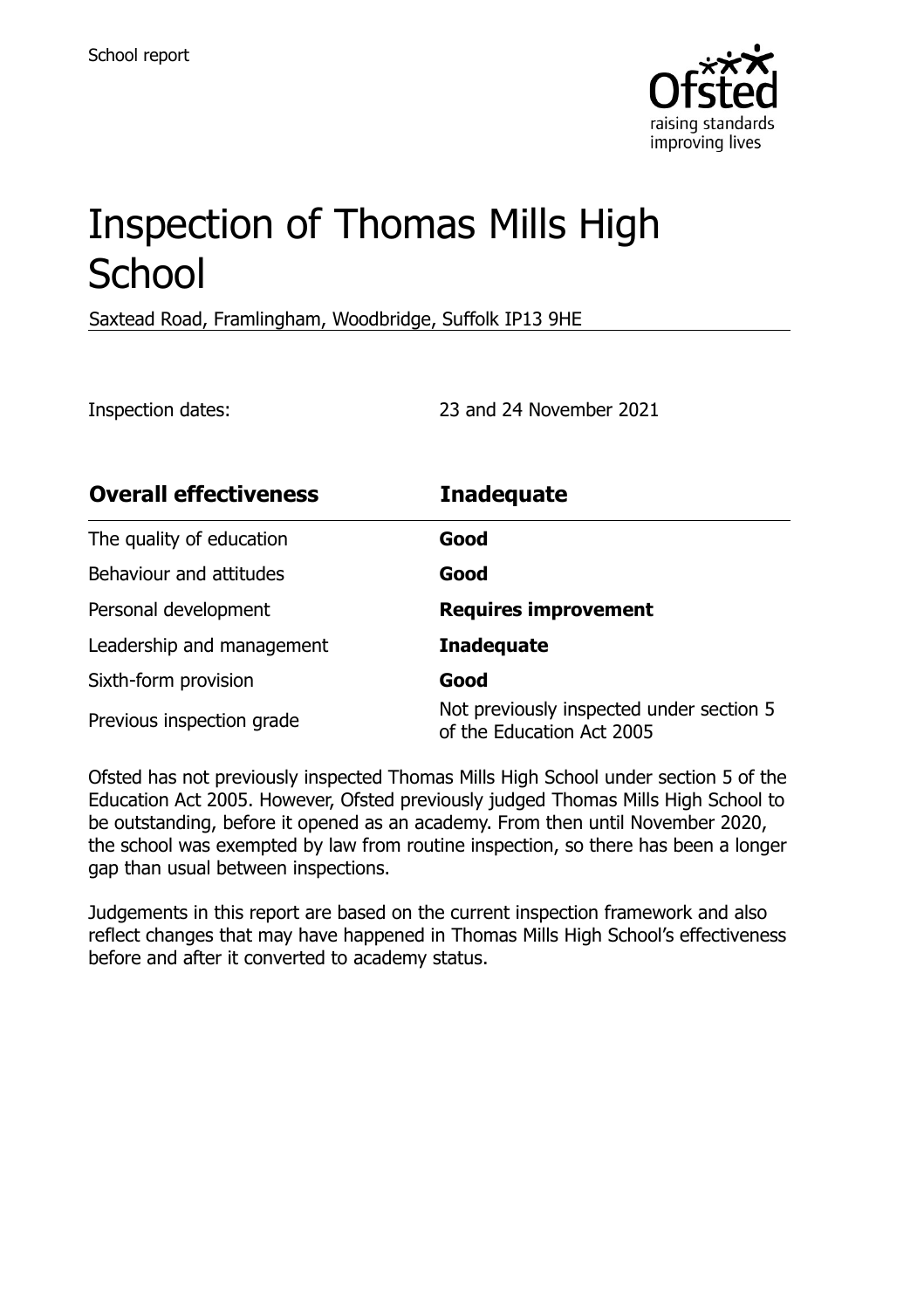School report

# Inspection of Thomas Mills High School

Saxtead Road, Framlingham, Woodbridge, Suffolk IP13 9HE

Inspection dates: 23 and 24 November 2021

| **Overall effectiveness** | **Inadequate** |
| --- | --- |
| The quality of education | **Good** |
| Behaviour and attitudes | **Good** |
| Personal development | **Requires improvement** |
| Leadership and management | **Inadequate** |
| Sixth-form provision | **Good** |
| Previous inspection grade | Not previously inspected under section 5 of the Education Act 2005 |

Ofsted has not previously inspected Thomas Mills High School under section 5 of the Education Act 2005. However, Ofsted previously judged Thomas Mills High School to be outstanding, before it opened as an academy. From then until November 2020, the school was exempted by law from routine inspection, so there has been a longer gap than usual between inspections.

Judgements in this report are based on the current inspection framework and also reflect changes that may have happened in Thomas Mills High School's effectiveness before and after it converted to academy status.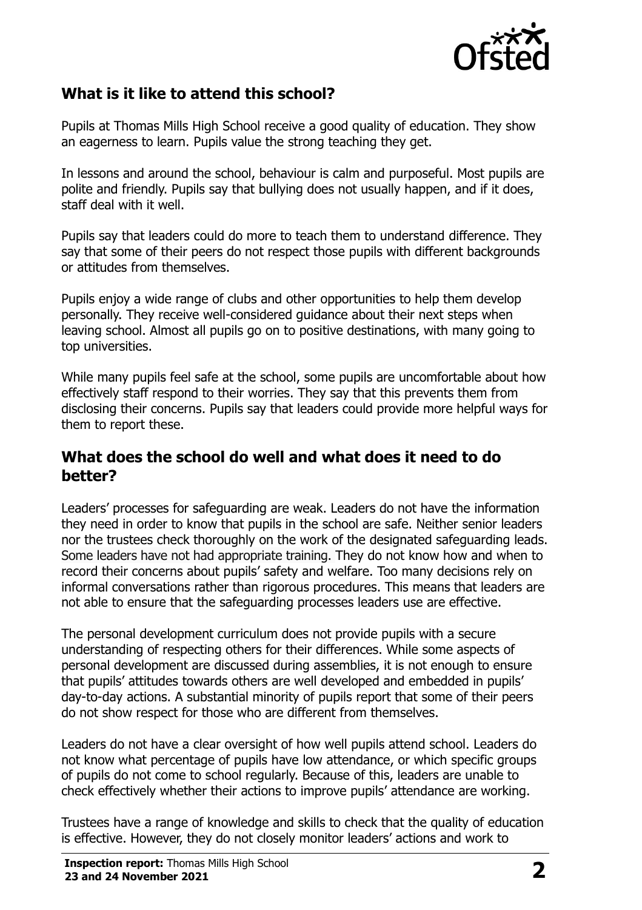## What is it like to attend this school?

Pupils at Thomas Mills High School receive a good quality of education. They show an eagerness to learn. Pupils value the strong teaching they get.

In lessons and around the school, behaviour is calm and purposeful. Most pupils are polite and friendly. Pupils say that bullying does not usually happen, and if it does, staff deal with it well.

Pupils say that leaders could do more to teach them to understand difference. They say that some of their peers do not respect those pupils with different backgrounds or attitudes from themselves.

Pupils enjoy a wide range of clubs and other opportunities to help them develop personally. They receive well-considered guidance about their next steps when leaving school. Almost all pupils go on to positive destinations, with many going to top universities.

While many pupils feel safe at the school, some pupils are uncomfortable about how effectively staff respond to their worries. They say that this prevents them from disclosing their concerns. Pupils say that leaders could provide more helpful ways for them to report these.

## What does the school do well and what does it need to do better?

Leaders' processes for safeguarding are weak. Leaders do not have the information they need in order to know that pupils in the school are safe. Neither senior leaders nor the trustees check thoroughly on the work of the designated safeguarding leads. Some leaders have not had appropriate training. They do not know how and when to record their concerns about pupils' safety and welfare. Too many decisions rely on informal conversations rather than rigorous procedures. This means that leaders are not able to ensure that the safeguarding processes leaders use are effective.

The personal development curriculum does not provide pupils with a secure understanding of respecting others for their differences. While some aspects of personal development are discussed during assemblies, it is not enough to ensure that pupils' attitudes towards others are well developed and embedded in pupils' day-to-day actions. A substantial minority of pupils report that some of their peers do not show respect for those who are different from themselves.

Leaders do not have a clear oversight of how well pupils attend school. Leaders do not know what percentage of pupils have low attendance, or which specific groups of pupils do not come to school regularly. Because of this, leaders are unable to check effectively whether their actions to improve pupils' attendance are working.

Trustees have a range of knowledge and skills to check that the quality of education is effective. However, they do not closely monitor leaders' actions and work to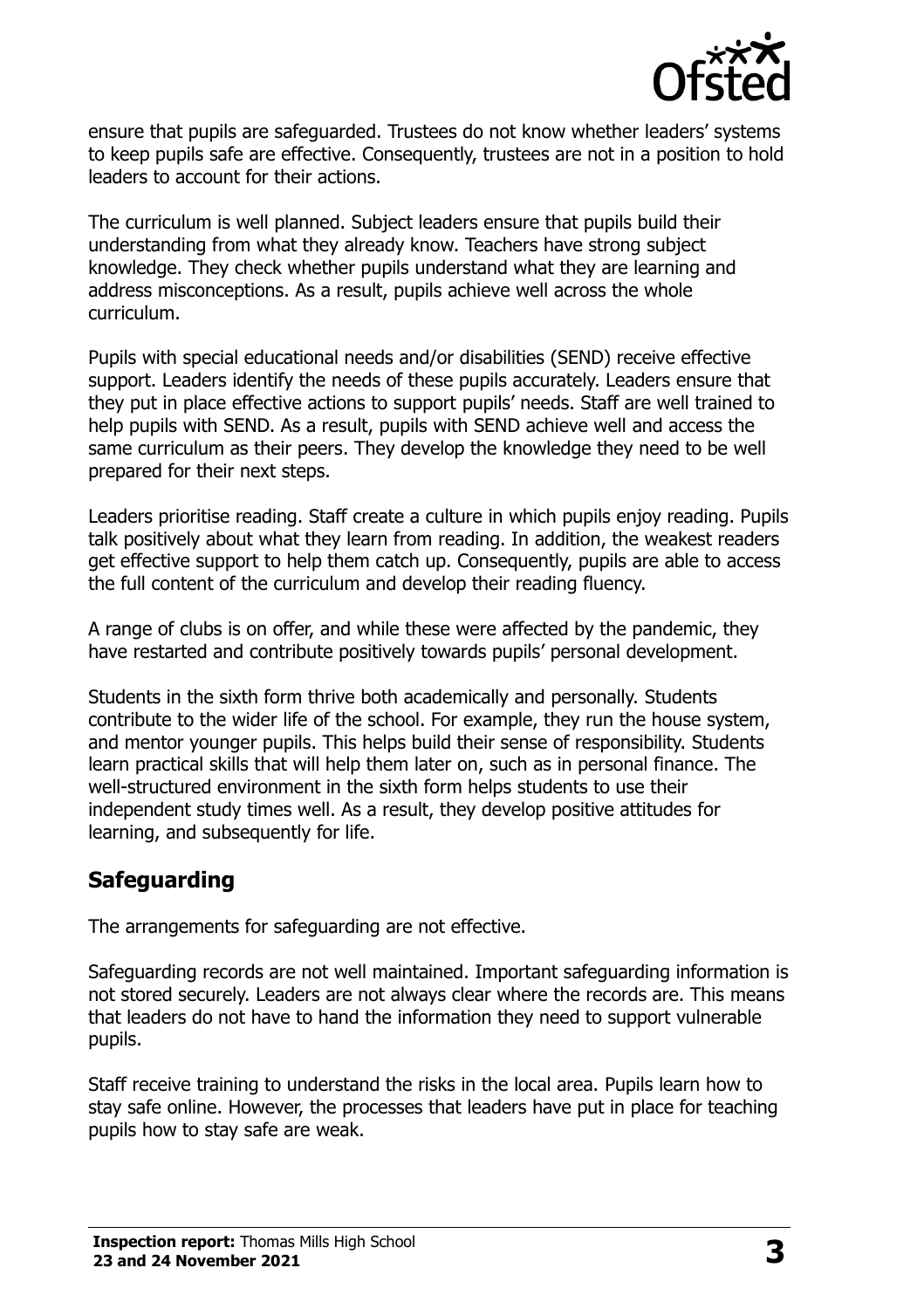ensure that pupils are safeguarded. Trustees do not know whether leaders' systems to keep pupils safe are effective. Consequently, trustees are not in a position to hold leaders to account for their actions.

The curriculum is well planned. Subject leaders ensure that pupils build their understanding from what they already know. Teachers have strong subject knowledge. They check whether pupils understand what they are learning and address misconceptions. As a result, pupils achieve well across the whole curriculum.

Pupils with special educational needs and/or disabilities (SEND) receive effective support. Leaders identify the needs of these pupils accurately. Leaders ensure that they put in place effective actions to support pupils' needs. Staff are well trained to help pupils with SEND. As a result, pupils with SEND achieve well and access the same curriculum as their peers. They develop the knowledge they need to be well prepared for their next steps.

Leaders prioritise reading. Staff create a culture in which pupils enjoy reading. Pupils talk positively about what they learn from reading. In addition, the weakest readers get effective support to help them catch up. Consequently, pupils are able to access the full content of the curriculum and develop their reading fluency.

A range of clubs is on offer, and while these were affected by the pandemic, they have restarted and contribute positively towards pupils' personal development.

Students in the sixth form thrive both academically and personally. Students contribute to the wider life of the school. For example, they run the house system, and mentor younger pupils. This helps build their sense of responsibility. Students learn practical skills that will help them later on, such as in personal finance. The well-structured environment in the sixth form helps students to use their independent study times well. As a result, they develop positive attitudes for learning, and subsequently for life.

## Safeguarding

The arrangements for safeguarding are not effective.

Safeguarding records are not well maintained. Important safeguarding information is not stored securely. Leaders are not always clear where the records are. This means that leaders do not have to hand the information they need to support vulnerable pupils.

Staff receive training to understand the risks in the local area. Pupils learn how to stay safe online. However, the processes that leaders have put in place for teaching pupils how to stay safe are weak.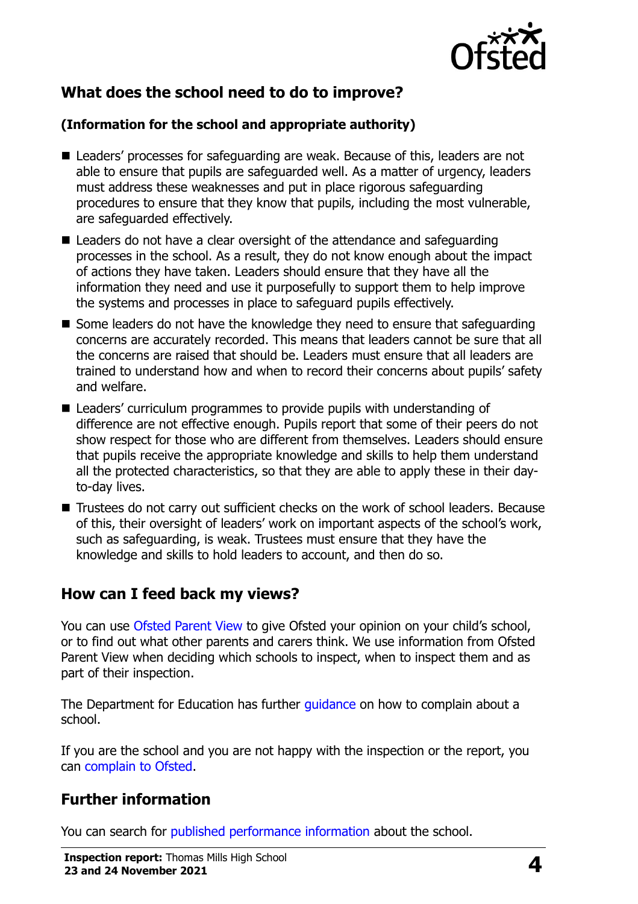## What does the school need to do to improve?

**(Information for the school and appropriate authority)**

- Leaders' processes for safeguarding are weak. Because of this, leaders are not able to ensure that pupils are safeguarded well. As a matter of urgency, leaders must address these weaknesses and put in place rigorous safeguarding procedures to ensure that they know that pupils, including the most vulnerable, are safeguarded effectively.
- Leaders do not have a clear oversight of the attendance and safeguarding processes in the school. As a result, they do not know enough about the impact of actions they have taken. Leaders should ensure that they have all the information they need and use it purposefully to support them to help improve the systems and processes in place to safeguard pupils effectively.
- Some leaders do not have the knowledge they need to ensure that safeguarding concerns are accurately recorded. This means that leaders cannot be sure that all the concerns are raised that should be. Leaders must ensure that all leaders are trained to understand how and when to record their concerns about pupils' safety and welfare.
- Leaders' curriculum programmes to provide pupils with understanding of difference are not effective enough. Pupils report that some of their peers do not show respect for those who are different from themselves. Leaders should ensure that pupils receive the appropriate knowledge and skills to help them understand all the protected characteristics, so that they are able to apply these in their day-to-day lives.
- Trustees do not carry out sufficient checks on the work of school leaders. Because of this, their oversight of leaders' work on important aspects of the school's work, such as safeguarding, is weak. Trustees must ensure that they have the knowledge and skills to hold leaders to account, and then do so.

## How can I feed back my views?

You can use Ofsted Parent View to give Ofsted your opinion on your child's school, or to find out what other parents and carers think. We use information from Ofsted Parent View when deciding which schools to inspect, when to inspect them and as part of their inspection.

The Department for Education has further guidance on how to complain about a school.

If you are the school and you are not happy with the inspection or the report, you can complain to Ofsted.

## Further information

You can search for published performance information about the school.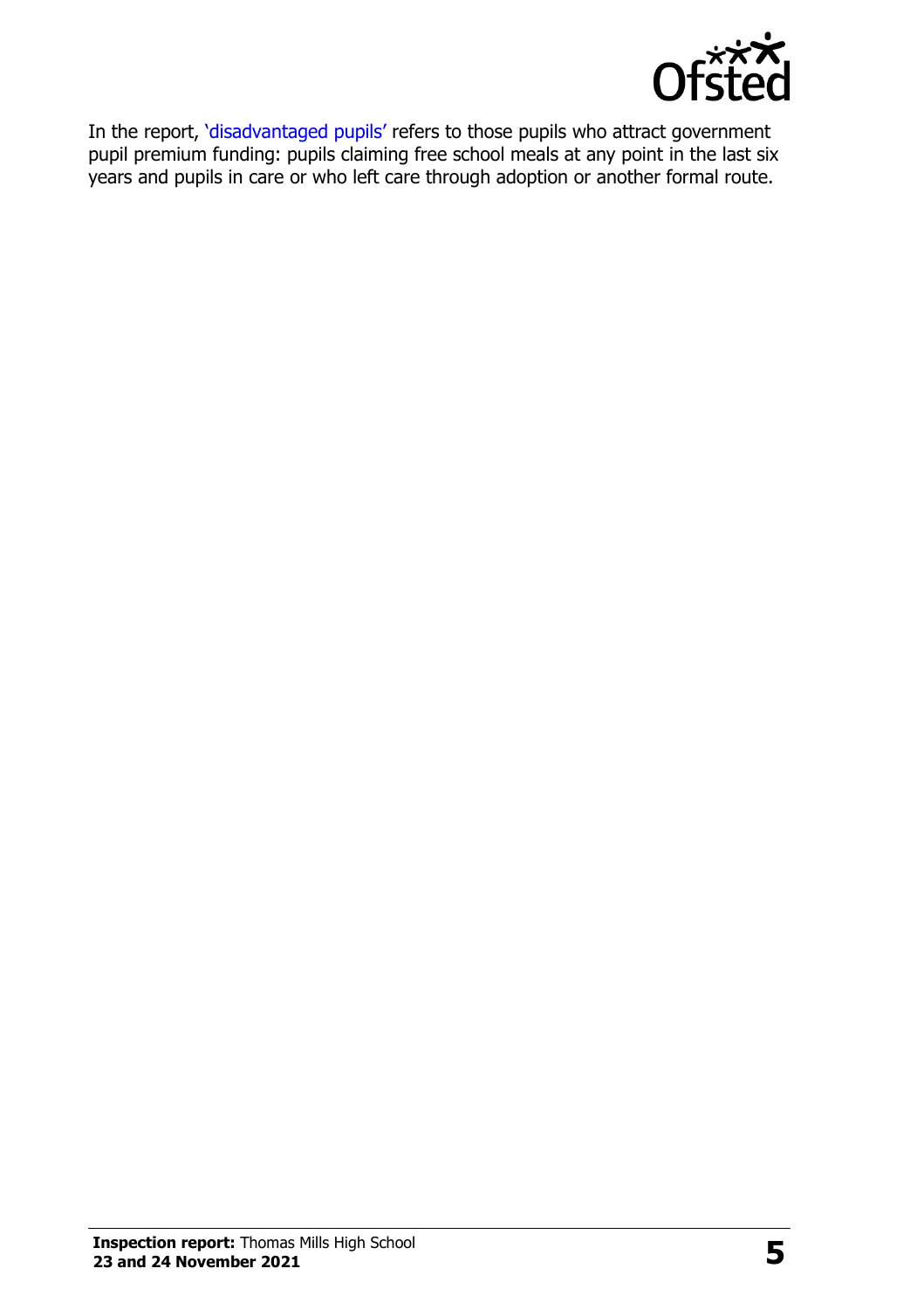In the report, 'disadvantaged pupils' refers to those pupils who attract government pupil premium funding: pupils claiming free school meals at any point in the last six years and pupils in care or who left care through adoption or another formal route.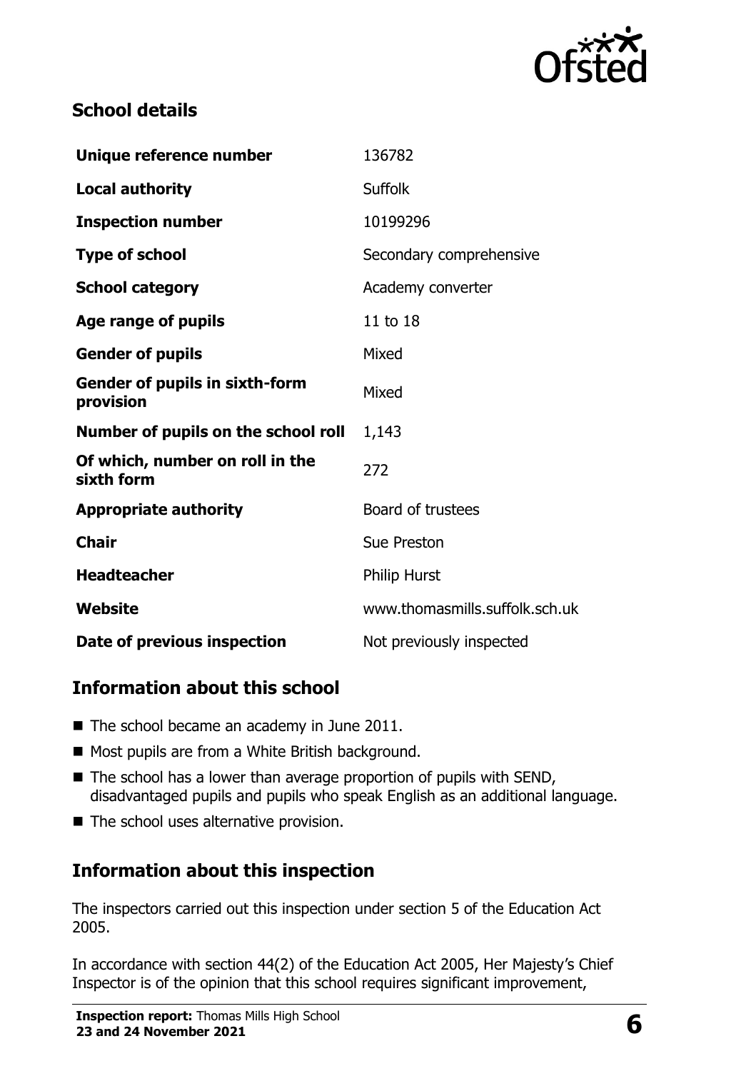## School details

| | |
|---|---|
| **Unique reference number** | 136782 |
| **Local authority** | Suffolk |
| **Inspection number** | 10199296 |
| **Type of school** | Secondary comprehensive |
| **School category** | Academy converter |
| **Age range of pupils** | 11 to 18 |
| **Gender of pupils** | Mixed |
| **Gender of pupils in sixth-form provision** | Mixed |
| **Number of pupils on the school roll** | 1,143 |
| **Of which, number on roll in the sixth form** | 272 |
| **Appropriate authority** | Board of trustees |
| **Chair** | Sue Preston |
| **Headteacher** | Philip Hurst |
| **Website** | www.thomasmills.suffolk.sch.uk |
| **Date of previous inspection** | Not previously inspected |

## Information about this school

- The school became an academy in June 2011.
- Most pupils are from a White British background.
- The school has a lower than average proportion of pupils with SEND, disadvantaged pupils and pupils who speak English as an additional language.
- The school uses alternative provision.

## Information about this inspection

The inspectors carried out this inspection under section 5 of the Education Act 2005.

In accordance with section 44(2) of the Education Act 2005, Her Majesty's Chief Inspector is of the opinion that this school requires significant improvement,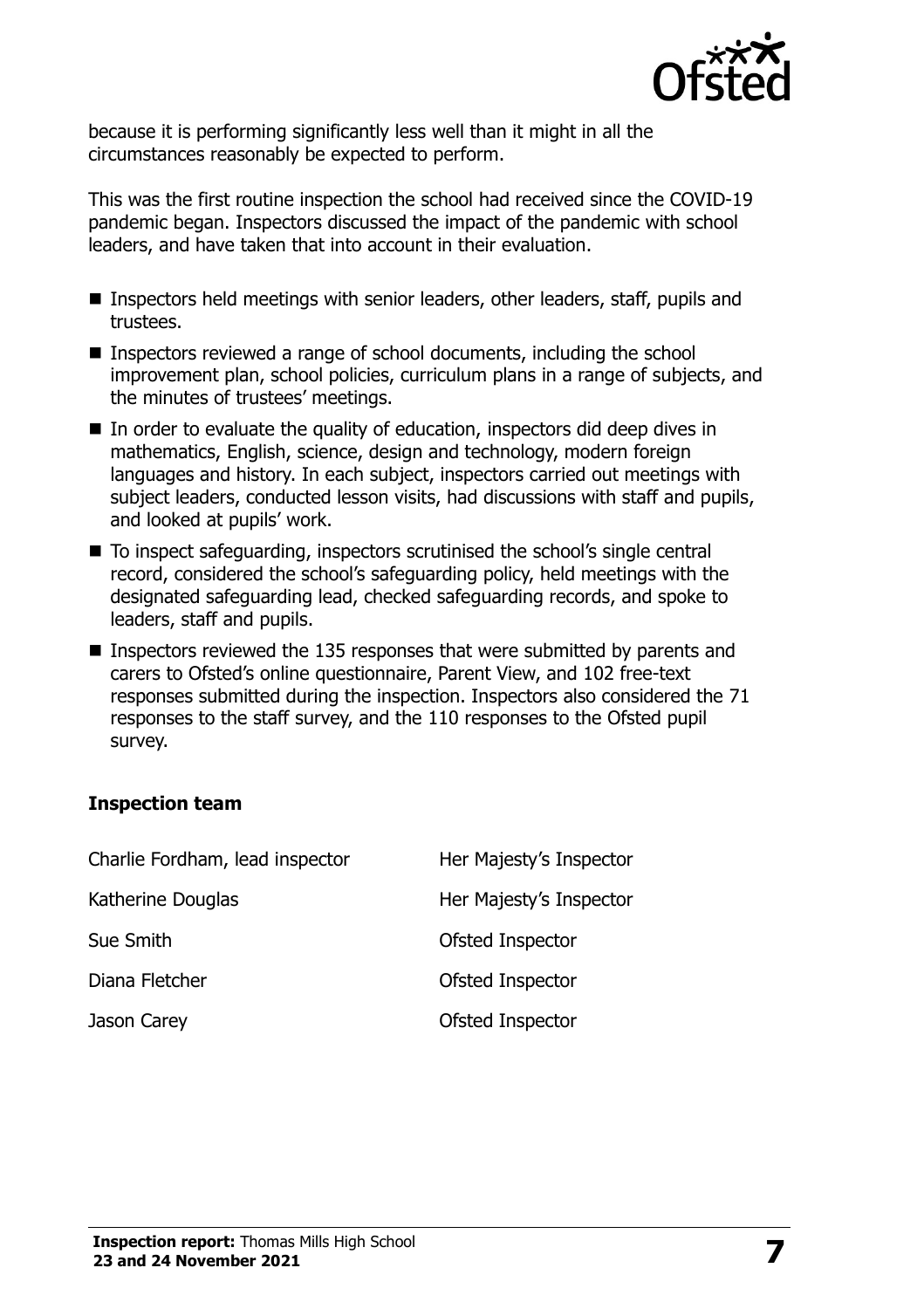because it is performing significantly less well than it might in all the circumstances reasonably be expected to perform.

This was the first routine inspection the school had received since the COVID-19 pandemic began. Inspectors discussed the impact of the pandemic with school leaders, and have taken that into account in their evaluation.

- Inspectors held meetings with senior leaders, other leaders, staff, pupils and trustees.
- Inspectors reviewed a range of school documents, including the school improvement plan, school policies, curriculum plans in a range of subjects, and the minutes of trustees' meetings.
- In order to evaluate the quality of education, inspectors did deep dives in mathematics, English, science, design and technology, modern foreign languages and history. In each subject, inspectors carried out meetings with subject leaders, conducted lesson visits, had discussions with staff and pupils, and looked at pupils' work.
- To inspect safeguarding, inspectors scrutinised the school's single central record, considered the school's safeguarding policy, held meetings with the designated safeguarding lead, checked safeguarding records, and spoke to leaders, staff and pupils.
- Inspectors reviewed the 135 responses that were submitted by parents and carers to Ofsted's online questionnaire, Parent View, and 102 free-text responses submitted during the inspection. Inspectors also considered the 71 responses to the staff survey, and the 110 responses to the Ofsted pupil survey.

**Inspection team**

| | |
|---|---|
| Charlie Fordham, lead inspector | Her Majesty's Inspector |
| Katherine Douglas | Her Majesty's Inspector |
| Sue Smith | Ofsted Inspector |
| Diana Fletcher | Ofsted Inspector |
| Jason Carey | Ofsted Inspector |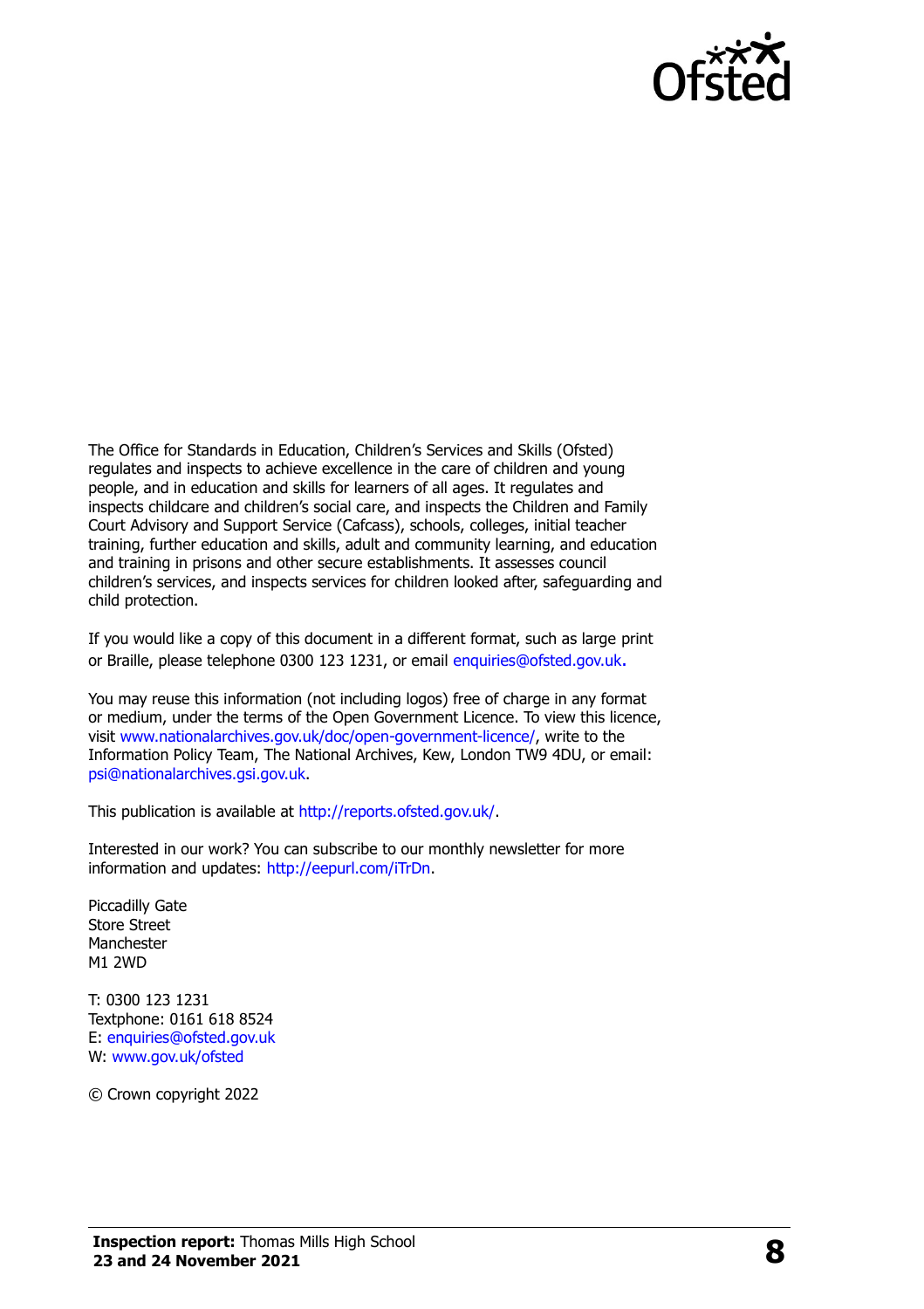The Office for Standards in Education, Children's Services and Skills (Ofsted) regulates and inspects to achieve excellence in the care of children and young people, and in education and skills for learners of all ages. It regulates and inspects childcare and children's social care, and inspects the Children and Family Court Advisory and Support Service (Cafcass), schools, colleges, initial teacher training, further education and skills, adult and community learning, and education and training in prisons and other secure establishments. It assesses council children's services, and inspects services for children looked after, safeguarding and child protection.

If you would like a copy of this document in a different format, such as large print or Braille, please telephone 0300 123 1231, or email enquiries@ofsted.gov.uk.

You may reuse this information (not including logos) free of charge in any format or medium, under the terms of the Open Government Licence. To view this licence, visit www.nationalarchives.gov.uk/doc/open-government-licence/, write to the Information Policy Team, The National Archives, Kew, London TW9 4DU, or email: psi@nationalarchives.gsi.gov.uk.

This publication is available at http://reports.ofsted.gov.uk/.

Interested in our work? You can subscribe to our monthly newsletter for more information and updates: http://eepurl.com/iTrDn.

Piccadilly Gate
Store Street
Manchester
M1 2WD

T: 0300 123 1231
Textphone: 0161 618 8524
E: enquiries@ofsted.gov.uk
W: www.gov.uk/ofsted

© Crown copyright 2022